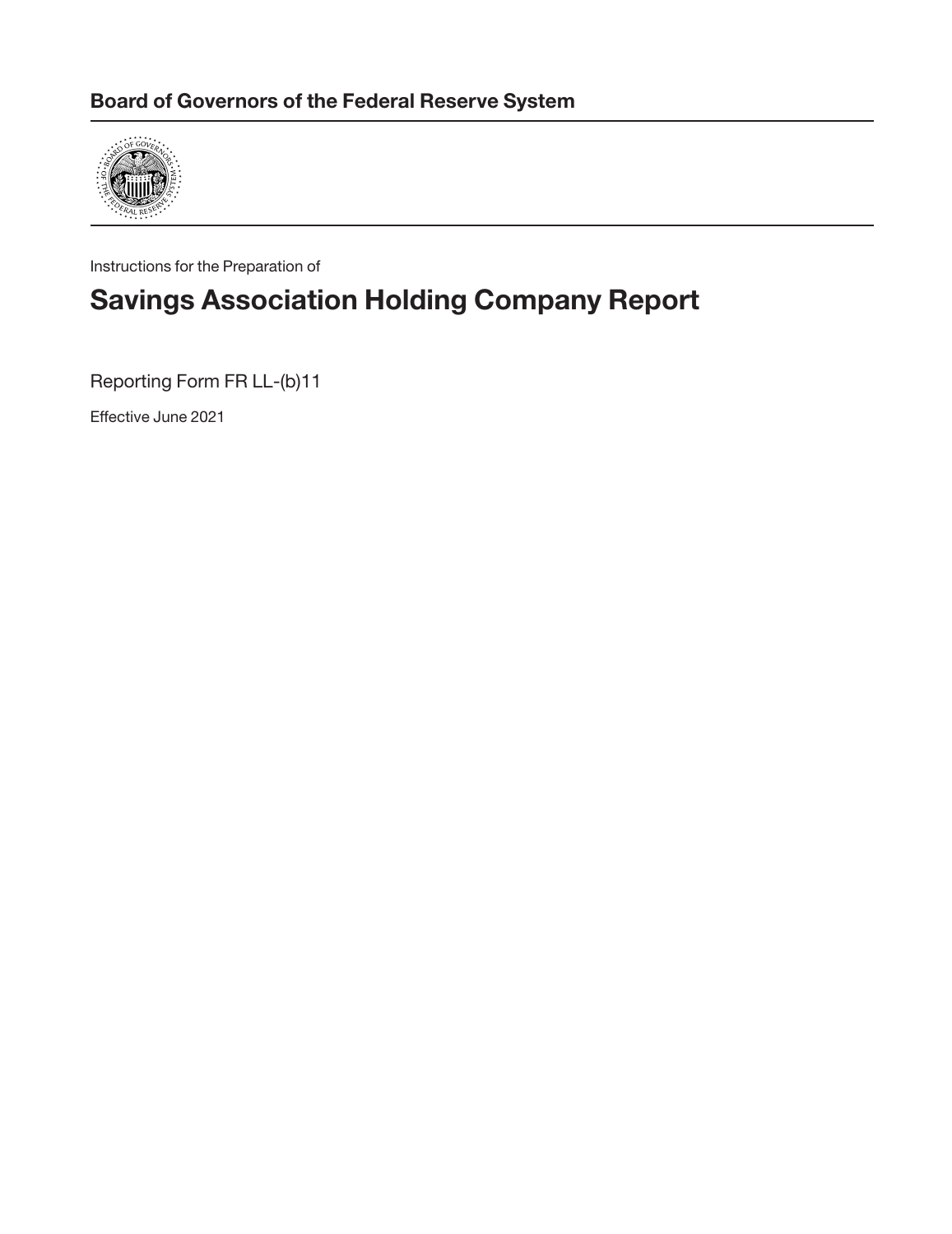**Board of Governors of the Federal Reserve System**

Instructions for the Preparation of

# Savings Association Holding Company Report

Reporting Form FR LL-(b)11

Effective June 2021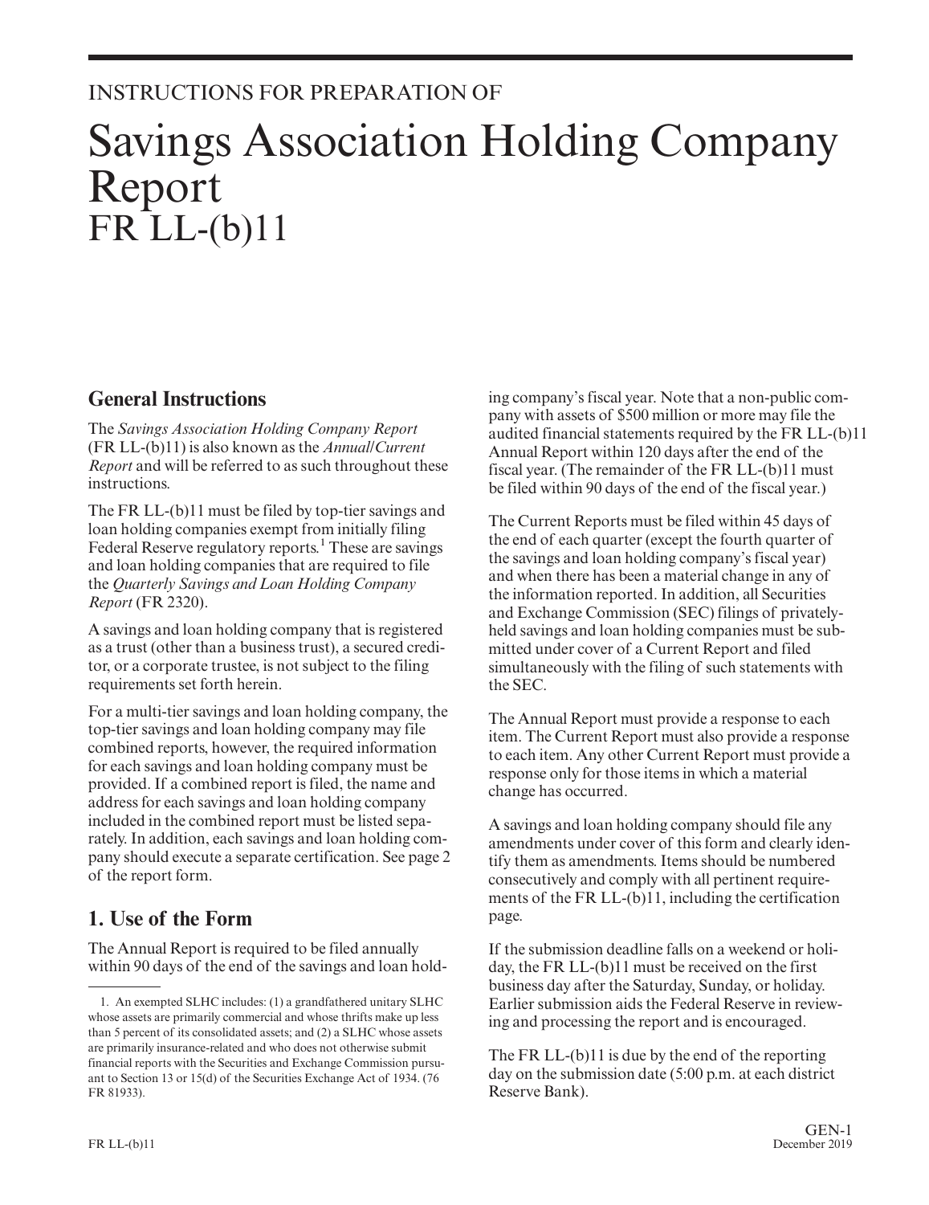INSTRUCTIONS FOR PREPARATION OF

# Savings Association Holding Company Report FR LL-(b)11

## General Instructions

The *Savings Association Holding Company Report* (FR LL-(b)11) is also known as the *Annual/Current Report* and will be referred to as such throughout these instructions.

The FR LL-(b)11 must be filed by top-tier savings and loan holding companies exempt from initially filing Federal Reserve regulatory reports.[1] These are savings and loan holding companies that are required to file the *Quarterly Savings and Loan Holding Company Report* (FR 2320).

A savings and loan holding company that is registered as a trust (other than a business trust), a secured creditor, or a corporate trustee, is not subject to the filing requirements set forth herein.

For a multi-tier savings and loan holding company, the top-tier savings and loan holding company may file combined reports, however, the required information for each savings and loan holding company must be provided. If a combined report is filed, the name and address for each savings and loan holding company included in the combined report must be listed separately. In addition, each savings and loan holding company should execute a separate certification. See page 2 of the report form.

## 1. Use of the Form

The Annual Report is required to be filed annually within 90 days of the end of the savings and loan holding company's fiscal year. Note that a non-public company with assets of $500 million or more may file the audited financial statements required by the FR LL-(b)11 Annual Report within 120 days after the end of the fiscal year. (The remainder of the FR LL-(b)11 must be filed within 90 days of the end of the fiscal year.)

The Current Reports must be filed within 45 days of the end of each quarter (except the fourth quarter of the savings and loan holding company's fiscal year) and when there has been a material change in any of the information reported. In addition, all Securities and Exchange Commission (SEC) filings of privately-held savings and loan holding companies must be submitted under cover of a Current Report and filed simultaneously with the filing of such statements with the SEC.

The Annual Report must provide a response to each item. The Current Report must also provide a response to each item. Any other Current Report must provide a response only for those items in which a material change has occurred.

A savings and loan holding company should file any amendments under cover of this form and clearly identify them as amendments. Items should be numbered consecutively and comply with all pertinent requirements of the FR LL-(b)11, including the certification page.

If the submission deadline falls on a weekend or holiday, the FR LL-(b)11 must be received on the first business day after the Saturday, Sunday, or holiday. Earlier submission aids the Federal Reserve in reviewing and processing the report and is encouraged.

The FR LL-(b)11 is due by the end of the reporting day on the submission date (5:00 p.m. at each district Reserve Bank).

---

1. An exempted SLHC includes: (1) a grandfathered unitary SLHC whose assets are primarily commercial and whose thrifts make up less than 5 percent of its consolidated assets; and (2) a SLHC whose assets are primarily insurance-related and who does not otherwise submit financial reports with the Securities and Exchange Commission pursuant to Section 13 or 15(d) of the Securities Exchange Act of 1934. (76 FR 81933).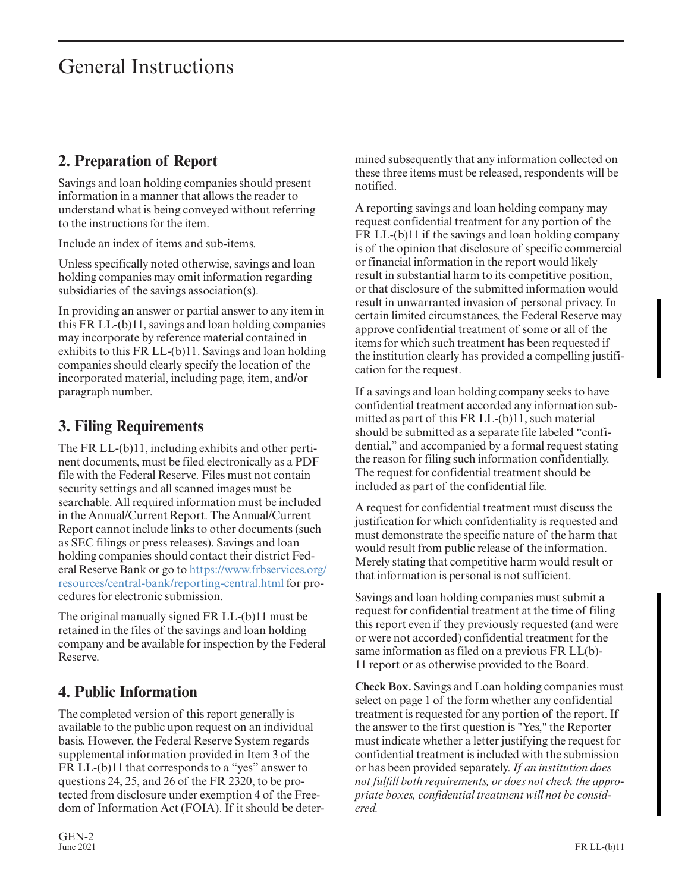# General Instructions

## 2. Preparation of Report

Savings and loan holding companies should present information in a manner that allows the reader to understand what is being conveyed without referring to the instructions for the item.

Include an index of items and sub-items.

Unless specifically noted otherwise, savings and loan holding companies may omit information regarding subsidiaries of the savings association(s).

In providing an answer or partial answer to any item in this FR LL-(b)11, savings and loan holding companies may incorporate by reference material contained in exhibits to this FR LL-(b)11. Savings and loan holding companies should clearly specify the location of the incorporated material, including page, item, and/or paragraph number.

## 3. Filing Requirements

The FR LL-(b)11, including exhibits and other pertinent documents, must be filed electronically as a PDF file with the Federal Reserve. Files must not contain security settings and all scanned images must be searchable. All required information must be included in the Annual/Current Report. The Annual/Current Report cannot include links to other documents (such as SEC filings or press releases). Savings and loan holding companies should contact their district Federal Reserve Bank or go to https://www.frbservices.org/resources/central-bank/reporting-central.html for procedures for electronic submission.

The original manually signed FR LL-(b)11 must be retained in the files of the savings and loan holding company and be available for inspection by the Federal Reserve.

## 4. Public Information

The completed version of this report generally is available to the public upon request on an individual basis. However, the Federal Reserve System regards supplemental information provided in Item 3 of the FR LL-(b)11 that corresponds to a "yes" answer to questions 24, 25, and 26 of the FR 2320, to be protected from disclosure under exemption 4 of the Freedom of Information Act (FOIA). If it should be determined subsequently that any information collected on these three items must be released, respondents will be notified.

A reporting savings and loan holding company may request confidential treatment for any portion of the FR LL-(b)11 if the savings and loan holding company is of the opinion that disclosure of specific commercial or financial information in the report would likely result in substantial harm to its competitive position, or that disclosure of the submitted information would result in unwarranted invasion of personal privacy. In certain limited circumstances, the Federal Reserve may approve confidential treatment of some or all of the items for which such treatment has been requested if the institution clearly has provided a compelling justification for the request.

If a savings and loan holding company seeks to have confidential treatment accorded any information submitted as part of this FR LL-(b)11, such material should be submitted as a separate file labeled "confidential," and accompanied by a formal request stating the reason for filing such information confidentially. The request for confidential treatment should be included as part of the confidential file.

A request for confidential treatment must discuss the justification for which confidentiality is requested and must demonstrate the specific nature of the harm that would result from public release of the information. Merely stating that competitive harm would result or that information is personal is not sufficient.

Savings and loan holding companies must submit a request for confidential treatment at the time of filing this report even if they previously requested (and were or were not accorded) confidential treatment for the same information as filed on a previous FR LL(b)-11 report or as otherwise provided to the Board.

**Check Box.** Savings and Loan holding companies must select on page 1 of the form whether any confidential treatment is requested for any portion of the report. If the answer to the first question is "Yes," the Reporter must indicate whether a letter justifying the request for confidential treatment is included with the submission or has been provided separately. *If an institution does not fulfill both requirements, or does not check the appropriate boxes, confidential treatment will not be considered.*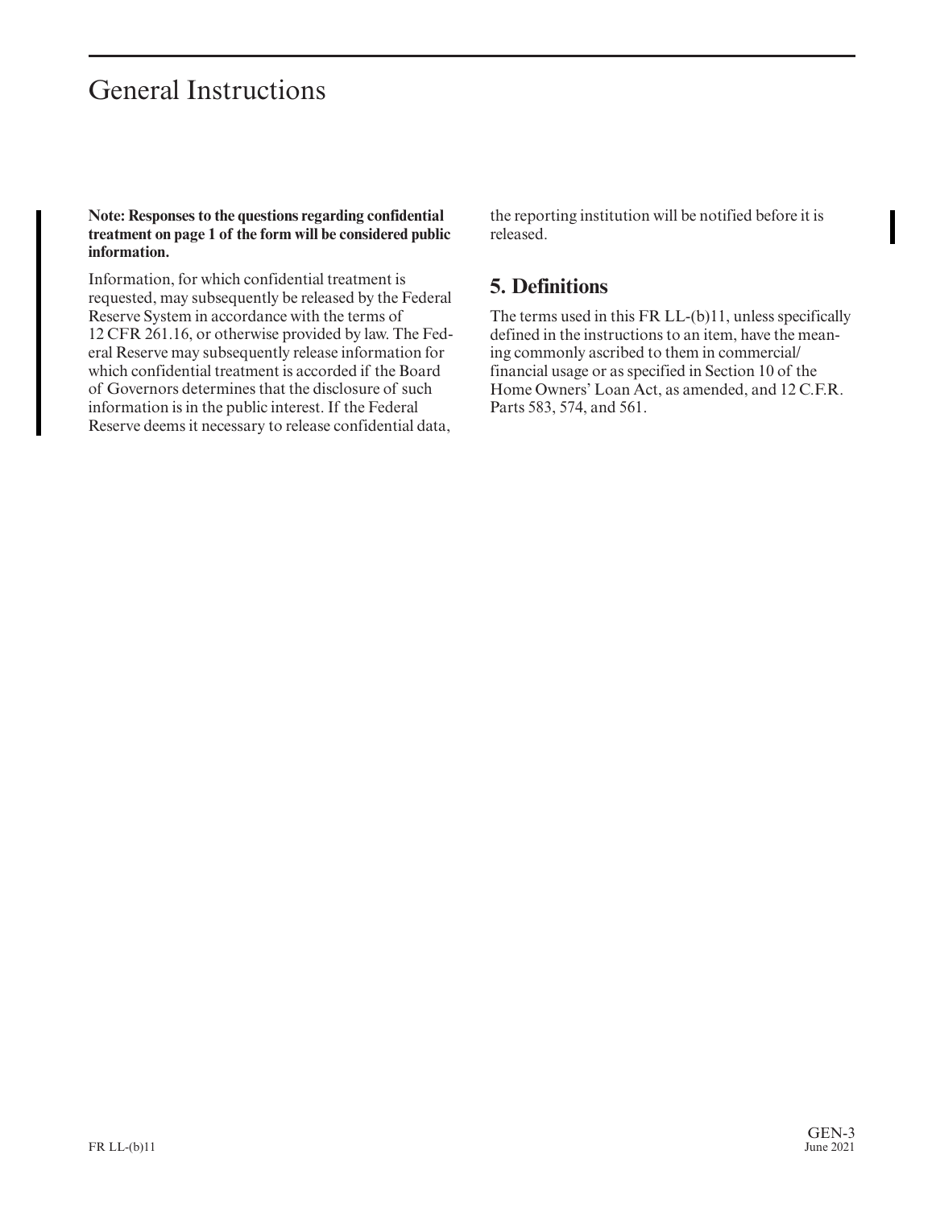# General Instructions

**Note: Responses to the questions regarding confidential treatment on page 1 of the form will be considered public information.**

Information, for which confidential treatment is requested, may subsequently be released by the Federal Reserve System in accordance with the terms of 12 CFR 261.16, or otherwise provided by law. The Federal Reserve may subsequently release information for which confidential treatment is accorded if the Board of Governors determines that the disclosure of such information is in the public interest. If the Federal Reserve deems it necessary to release confidential data, the reporting institution will be notified before it is released.

## 5. Definitions

The terms used in this FR LL-(b)11, unless specifically defined in the instructions to an item, have the meaning commonly ascribed to them in commercial/financial usage or as specified in Section 10 of the Home Owners' Loan Act, as amended, and 12 C.F.R. Parts 583, 574, and 561.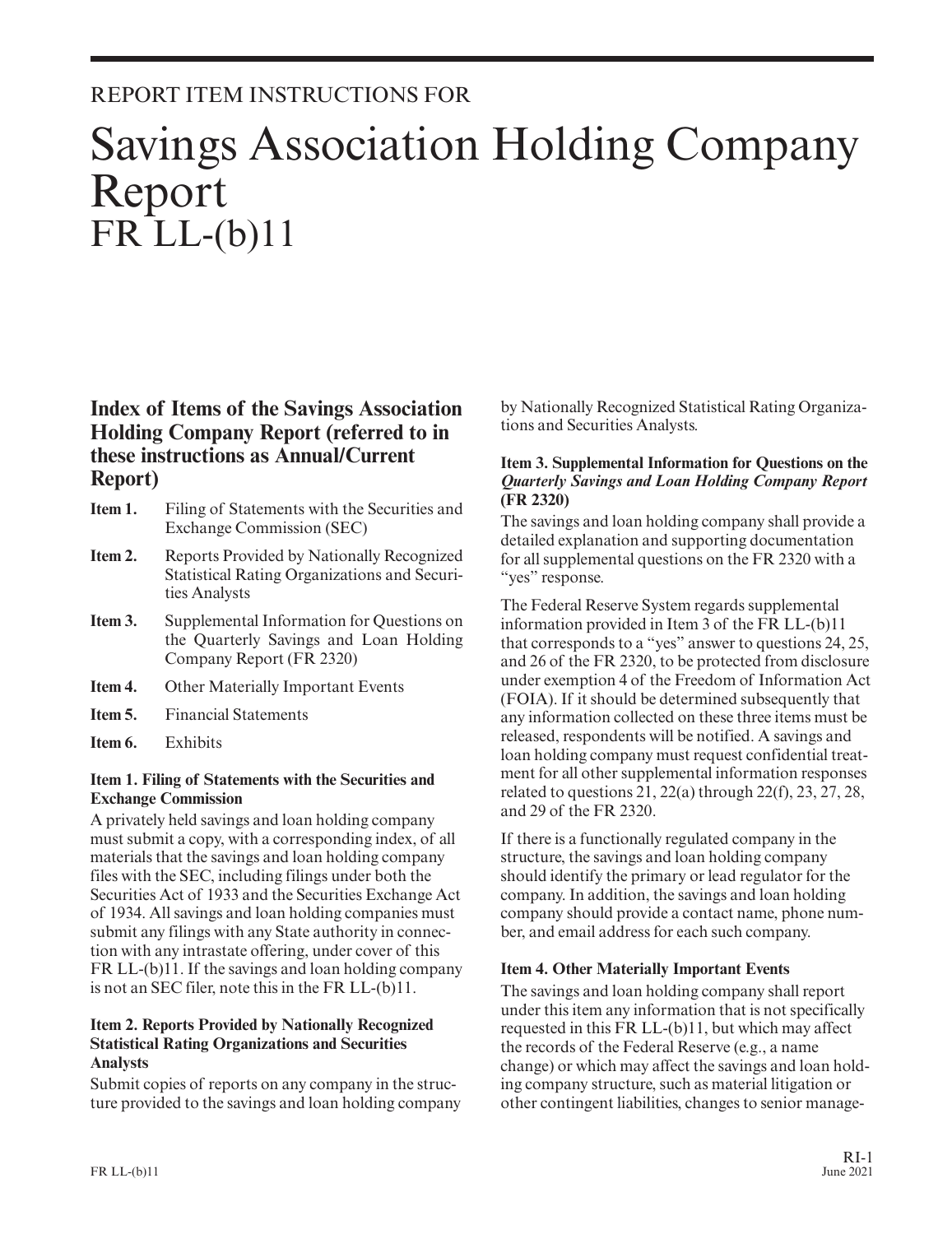REPORT ITEM INSTRUCTIONS FOR

# Savings Association Holding Company Report FR LL-(b)11

## Index of Items of the Savings Association Holding Company Report (referred to in these instructions as Annual/Current Report)

- **Item 1.** Filing of Statements with the Securities and Exchange Commission (SEC)
- **Item 2.** Reports Provided by Nationally Recognized Statistical Rating Organizations and Securities Analysts
- **Item 3.** Supplemental Information for Questions on the Quarterly Savings and Loan Holding Company Report (FR 2320)
- **Item 4.** Other Materially Important Events
- **Item 5.** Financial Statements
- **Item 6.** Exhibits

#### Item 1. Filing of Statements with the Securities and Exchange Commission

A privately held savings and loan holding company must submit a copy, with a corresponding index, of all materials that the savings and loan holding company files with the SEC, including filings under both the Securities Act of 1933 and the Securities Exchange Act of 1934. All savings and loan holding companies must submit any filings with any State authority in connection with any intrastate offering, under cover of this FR LL-(b)11. If the savings and loan holding company is not an SEC filer, note this in the FR LL-(b)11.

#### Item 2. Reports Provided by Nationally Recognized Statistical Rating Organizations and Securities Analysts

Submit copies of reports on any company in the structure provided to the savings and loan holding company by Nationally Recognized Statistical Rating Organizations and Securities Analysts.

#### Item 3. Supplemental Information for Questions on the *Quarterly Savings and Loan Holding Company Report* (FR 2320)

The savings and loan holding company shall provide a detailed explanation and supporting documentation for all supplemental questions on the FR 2320 with a "yes" response.

The Federal Reserve System regards supplemental information provided in Item 3 of the FR LL-(b)11 that corresponds to a "yes" answer to questions 24, 25, and 26 of the FR 2320, to be protected from disclosure under exemption 4 of the Freedom of Information Act (FOIA). If it should be determined subsequently that any information collected on these three items must be released, respondents will be notified. A savings and loan holding company must request confidential treatment for all other supplemental information responses related to questions 21, 22(a) through 22(f), 23, 27, 28, and 29 of the FR 2320.

If there is a functionally regulated company in the structure, the savings and loan holding company should identify the primary or lead regulator for the company. In addition, the savings and loan holding company should provide a contact name, phone number, and email address for each such company.

#### Item 4. Other Materially Important Events

The savings and loan holding company shall report under this item any information that is not specifically requested in this FR LL-(b)11, but which may affect the records of the Federal Reserve (e.g., a name change) or which may affect the savings and loan holding company structure, such as material litigation or other contingent liabilities, changes to senior manage-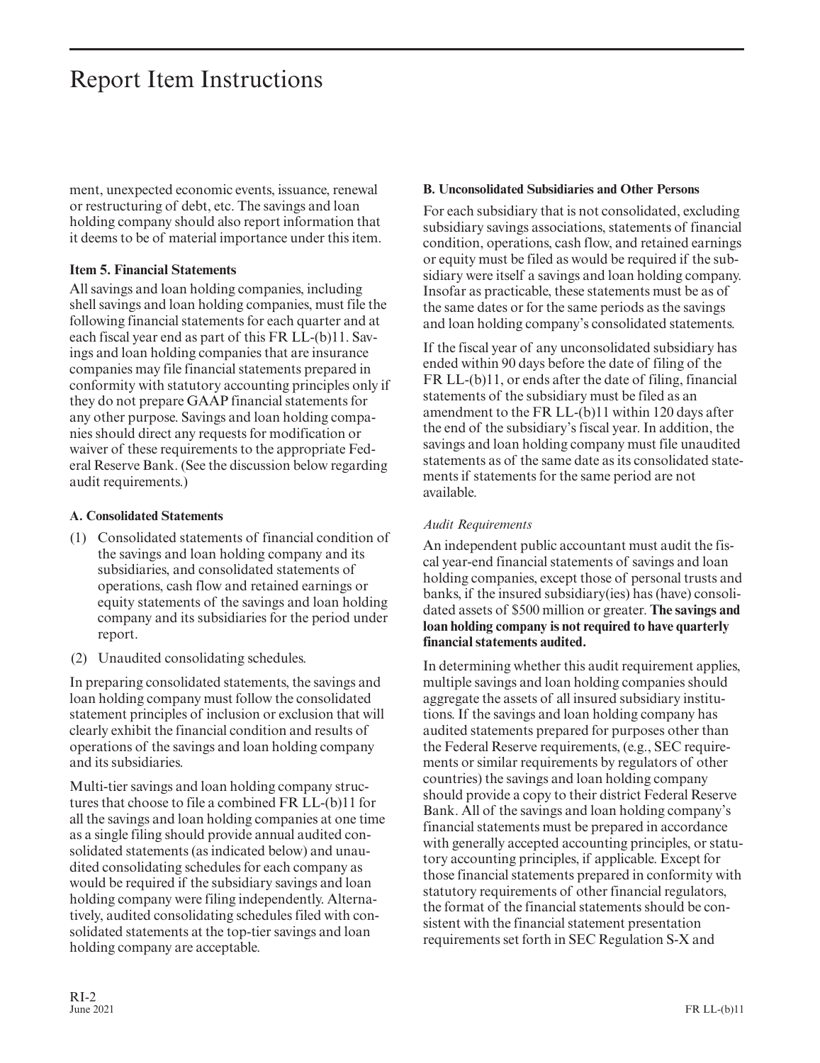ment, unexpected economic events, issuance, renewal or restructuring of debt, etc. The savings and loan holding company should also report information that it deems to be of material importance under this item.

**Item 5. Financial Statements**

All savings and loan holding companies, including shell savings and loan holding companies, must file the following financial statements for each quarter and at each fiscal year end as part of this FR LL-(b)11. Savings and loan holding companies that are insurance companies may file financial statements prepared in conformity with statutory accounting principles only if they do not prepare GAAP financial statements for any other purpose. Savings and loan holding companies should direct any requests for modification or waiver of these requirements to the appropriate Federal Reserve Bank. (See the discussion below regarding audit requirements.)

**A. Consolidated Statements**

(1) Consolidated statements of financial condition of the savings and loan holding company and its subsidiaries, and consolidated statements of operations, cash flow and retained earnings or equity statements of the savings and loan holding company and its subsidiaries for the period under report.

(2) Unaudited consolidating schedules.

In preparing consolidated statements, the savings and loan holding company must follow the consolidated statement principles of inclusion or exclusion that will clearly exhibit the financial condition and results of operations of the savings and loan holding company and its subsidiaries.

Multi-tier savings and loan holding company structures that choose to file a combined FR LL-(b)11 for all the savings and loan holding companies at one time as a single filing should provide annual audited consolidated statements (as indicated below) and unaudited consolidating schedules for each company as would be required if the subsidiary savings and loan holding company were filing independently. Alternatively, audited consolidating schedules filed with consolidated statements at the top-tier savings and loan holding company are acceptable.

**B. Unconsolidated Subsidiaries and Other Persons**

For each subsidiary that is not consolidated, excluding subsidiary savings associations, statements of financial condition, operations, cash flow, and retained earnings or equity must be filed as would be required if the subsidiary were itself a savings and loan holding company. Insofar as practicable, these statements must be as of the same dates or for the same periods as the savings and loan holding company's consolidated statements.

If the fiscal year of any unconsolidated subsidiary has ended within 90 days before the date of filing of the FR LL-(b)11, or ends after the date of filing, financial statements of the subsidiary must be filed as an amendment to the FR LL-(b)11 within 120 days after the end of the subsidiary's fiscal year. In addition, the savings and loan holding company must file unaudited statements as of the same date as its consolidated statements if statements for the same period are not available.

*Audit Requirements*

An independent public accountant must audit the fiscal year-end financial statements of savings and loan holding companies, except those of personal trusts and banks, if the insured subsidiary(ies) has (have) consolidated assets of $500 million or greater. **The savings and loan holding company is not required to have quarterly financial statements audited.**

In determining whether this audit requirement applies, multiple savings and loan holding companies should aggregate the assets of all insured subsidiary institutions. If the savings and loan holding company has audited statements prepared for purposes other than the Federal Reserve requirements, (e.g., SEC requirements or similar requirements by regulators of other countries) the savings and loan holding company should provide a copy to their district Federal Reserve Bank. All of the savings and loan holding company's financial statements must be prepared in accordance with generally accepted accounting principles, or statutory accounting principles, if applicable. Except for those financial statements prepared in conformity with statutory requirements of other financial regulators, the format of the financial statements should be consistent with the financial statement presentation requirements set forth in SEC Regulation S-X and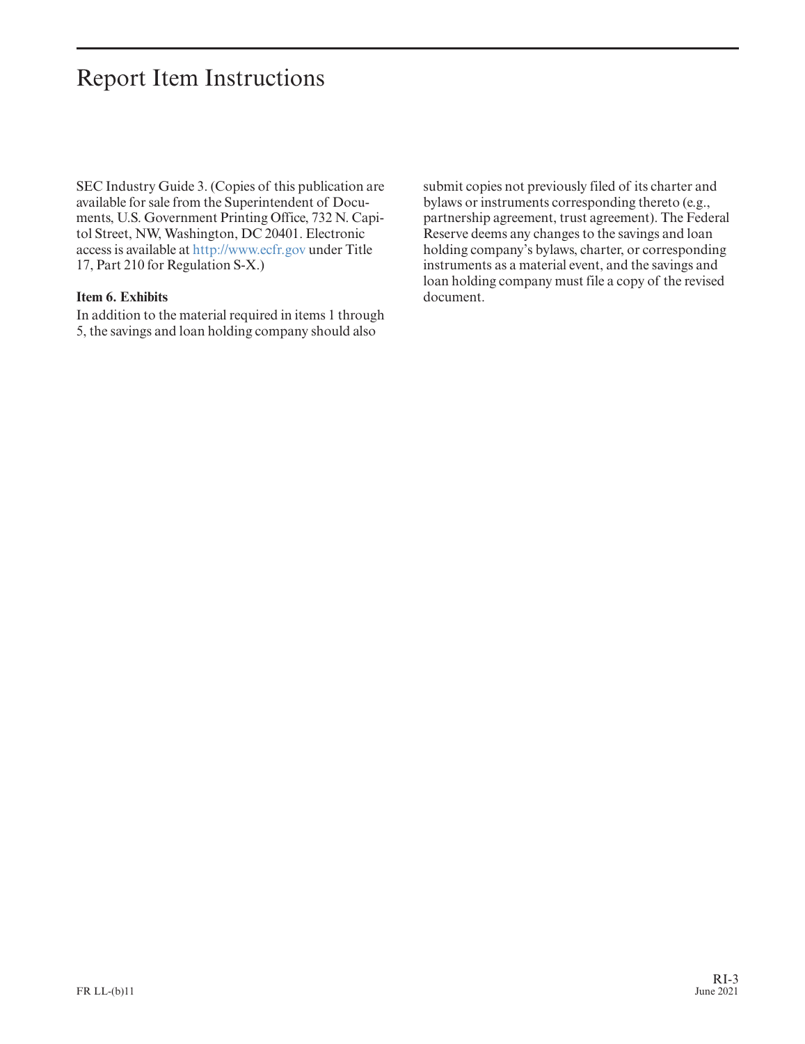# Report Item Instructions

SEC Industry Guide 3. (Copies of this publication are available for sale from the Superintendent of Documents, U.S. Government Printing Office, 732 N. Capitol Street, NW, Washington, DC 20401. Electronic access is available at http://www.ecfr.gov under Title 17, Part 210 for Regulation S-X.)

**Item 6. Exhibits**

In addition to the material required in items 1 through 5, the savings and loan holding company should also submit copies not previously filed of its charter and bylaws or instruments corresponding thereto (e.g., partnership agreement, trust agreement). The Federal Reserve deems any changes to the savings and loan holding company's bylaws, charter, or corresponding instruments as a material event, and the savings and loan holding company must file a copy of the revised document.